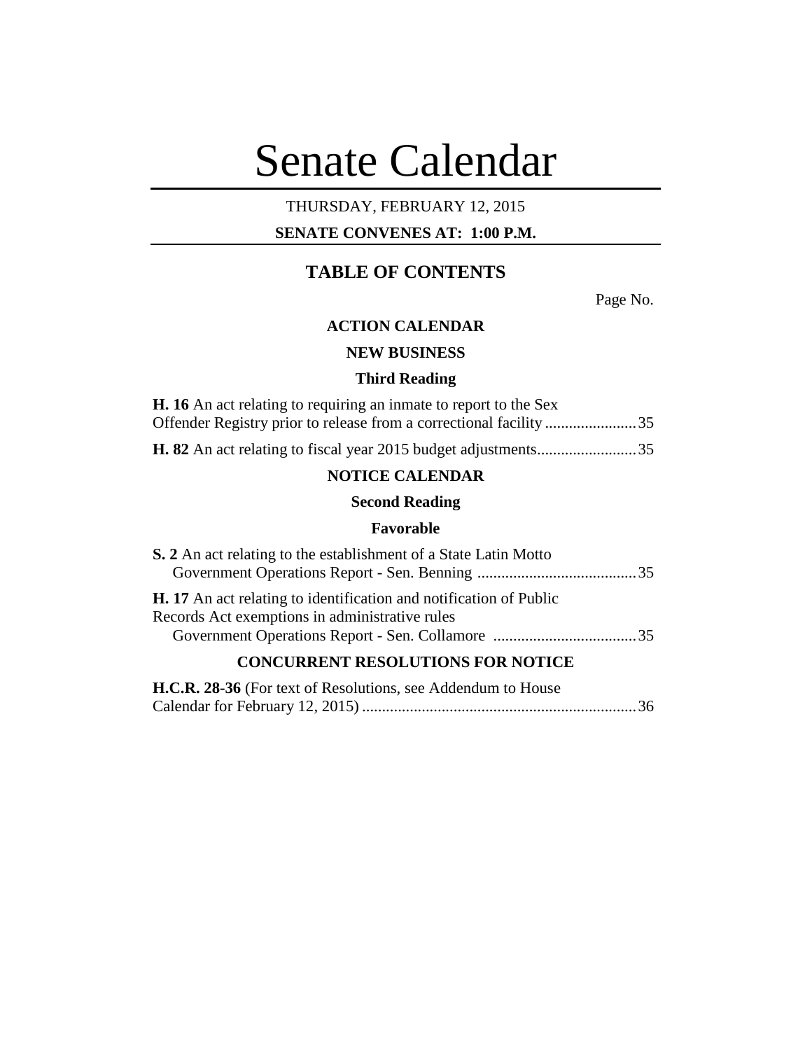# Senate Calendar

THURSDAY, FEBRUARY 12, 2015

**SENATE CONVENES AT: 1:00 P.M.**

## TABLE OF CONTENTS

Page No.

### ACTION CALENDAR

### NEW BUSINESS

### Third Reading

**H. 16** An act relating to requiring an inmate to report to the Sex Offender Registry prior to release from a correctional facility ....................... 35

**H. 82** An act relating to fiscal year 2015 budget adjustments......................... 35

### NOTICE CALENDAR

### Second Reading

### Favorable

**S. 2** An act relating to the establishment of a State Latin Motto
Government Operations Report - Sen. Benning ........................................ 35

**H. 17** An act relating to identification and notification of Public Records Act exemptions in administrative rules
Government Operations Report - Sen. Collamore .................................... 35

### CONCURRENT RESOLUTIONS FOR NOTICE

**H.C.R. 28-36** (For text of Resolutions, see Addendum to House Calendar for February 12, 2015) ..................................................................... 36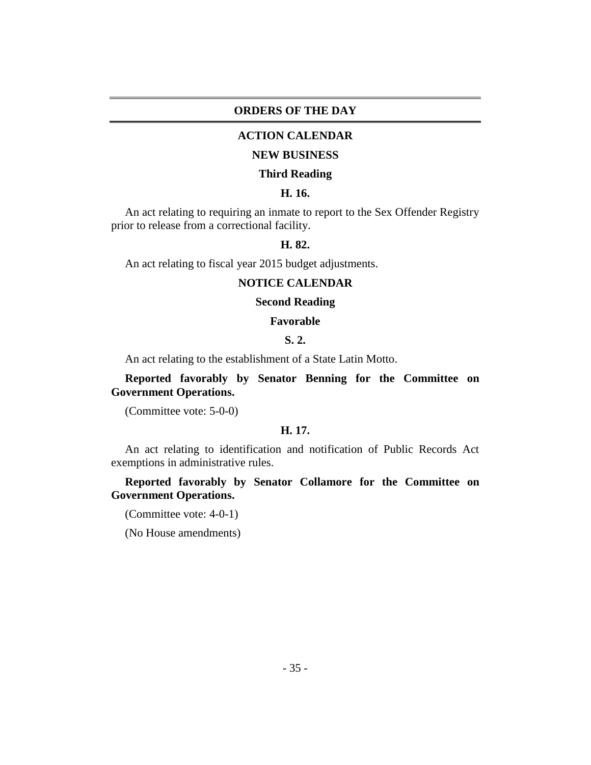# ORDERS OF THE DAY

## ACTION CALENDAR

### NEW BUSINESS

#### Third Reading

**H. 16.**

An act relating to requiring an inmate to report to the Sex Offender Registry prior to release from a correctional facility.

**H. 82.**

An act relating to fiscal year 2015 budget adjustments.

## NOTICE CALENDAR

#### Second Reading

#### Favorable

**S. 2.**

An act relating to the establishment of a State Latin Motto.

**Reported favorably by Senator Benning for the Committee on Government Operations.**

(Committee vote: 5-0-0)

**H. 17.**

An act relating to identification and notification of Public Records Act exemptions in administrative rules.

**Reported favorably by Senator Collamore for the Committee on Government Operations.**

(Committee vote: 4-0-1)

(No House amendments)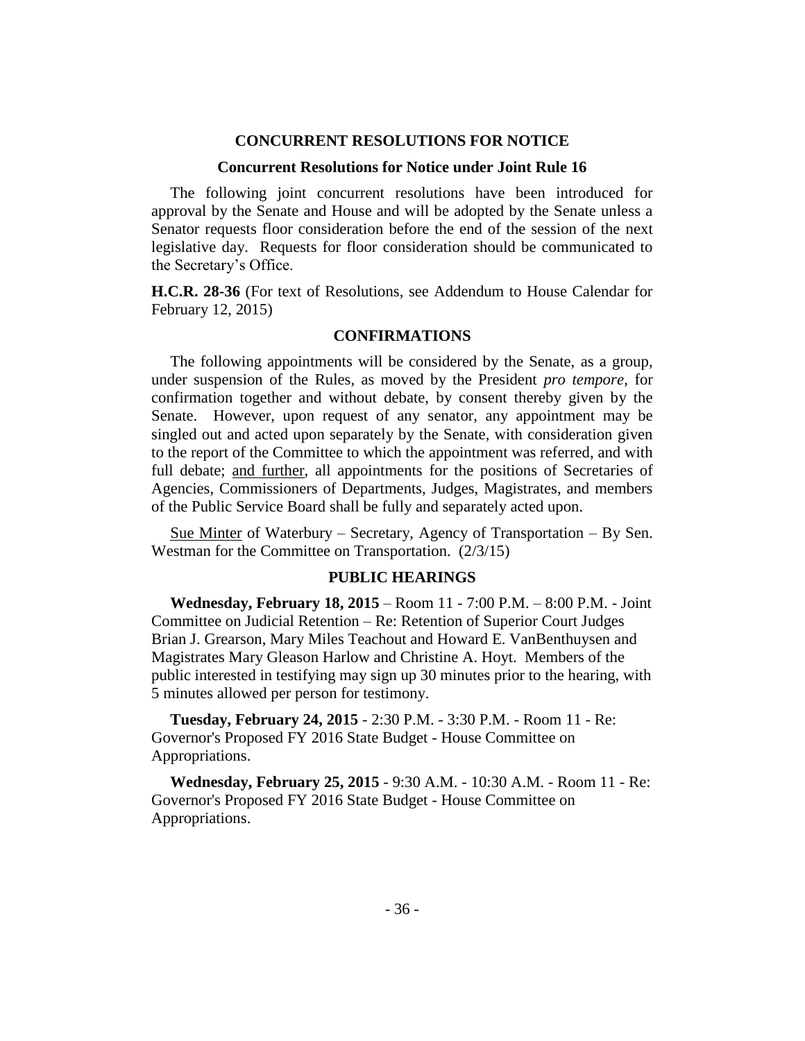## CONCURRENT RESOLUTIONS FOR NOTICE

### Concurrent Resolutions for Notice under Joint Rule 16

The following joint concurrent resolutions have been introduced for approval by the Senate and House and will be adopted by the Senate unless a Senator requests floor consideration before the end of the session of the next legislative day. Requests for floor consideration should be communicated to the Secretary's Office.

**H.C.R. 28-36** (For text of Resolutions, see Addendum to House Calendar for February 12, 2015)

## CONFIRMATIONS

The following appointments will be considered by the Senate, as a group, under suspension of the Rules, as moved by the President *pro tempore,* for confirmation together and without debate, by consent thereby given by the Senate. However, upon request of any senator, any appointment may be singled out and acted upon separately by the Senate, with consideration given to the report of the Committee to which the appointment was referred, and with full debate; and further, all appointments for the positions of Secretaries of Agencies, Commissioners of Departments, Judges, Magistrates, and members of the Public Service Board shall be fully and separately acted upon.

Sue Minter of Waterbury – Secretary, Agency of Transportation – By Sen. Westman for the Committee on Transportation. (2/3/15)

## PUBLIC HEARINGS

**Wednesday, February 18, 2015** – Room 11 - 7:00 P.M. – 8:00 P.M. - Joint Committee on Judicial Retention – Re: Retention of Superior Court Judges Brian J. Grearson, Mary Miles Teachout and Howard E. VanBenthuysen and Magistrates Mary Gleason Harlow and Christine A. Hoyt. Members of the public interested in testifying may sign up 30 minutes prior to the hearing, with 5 minutes allowed per person for testimony.

**Tuesday, February 24, 2015** - 2:30 P.M. - 3:30 P.M. - Room 11 - Re: Governor's Proposed FY 2016 State Budget - House Committee on Appropriations.

**Wednesday, February 25, 2015** - 9:30 A.M. - 10:30 A.M. - Room 11 - Re: Governor's Proposed FY 2016 State Budget - House Committee on Appropriations.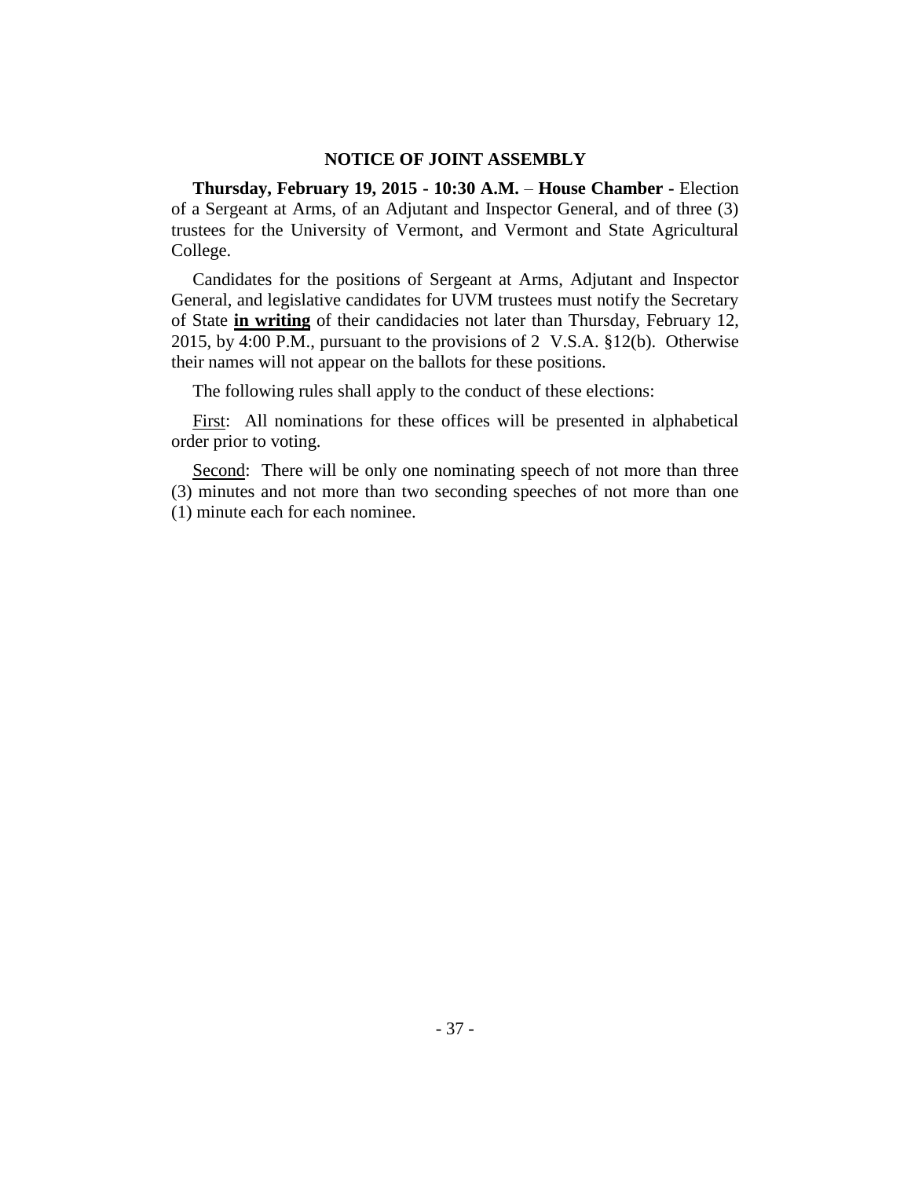## NOTICE OF JOINT ASSEMBLY

**Thursday, February 19, 2015 - 10:30 A.M.** – **House Chamber -** Election of a Sergeant at Arms, of an Adjutant and Inspector General, and of three (3) trustees for the University of Vermont, and Vermont and State Agricultural College.

Candidates for the positions of Sergeant at Arms, Adjutant and Inspector General, and legislative candidates for UVM trustees must notify the Secretary of State **in writing** of their candidacies not later than Thursday, February 12, 2015, by 4:00 P.M., pursuant to the provisions of 2 V.S.A. §12(b). Otherwise their names will not appear on the ballots for these positions.

The following rules shall apply to the conduct of these elections:

First: All nominations for these offices will be presented in alphabetical order prior to voting.

Second: There will be only one nominating speech of not more than three (3) minutes and not more than two seconding speeches of not more than one (1) minute each for each nominee.